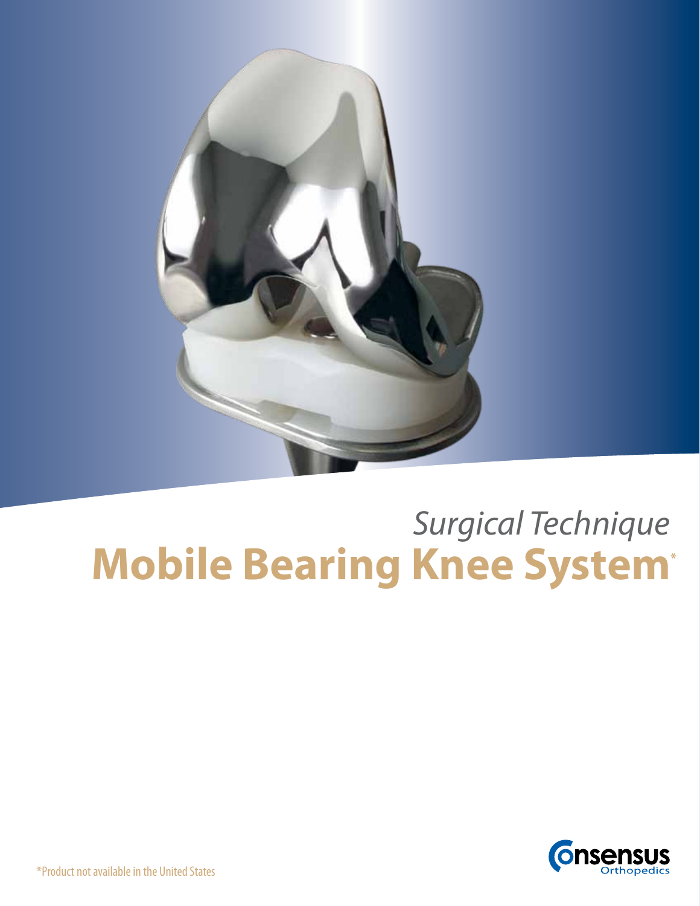*Surgical Technique*

# Mobile Bearing Knee System*

Consensus Orthopedics

*Product not available in the United States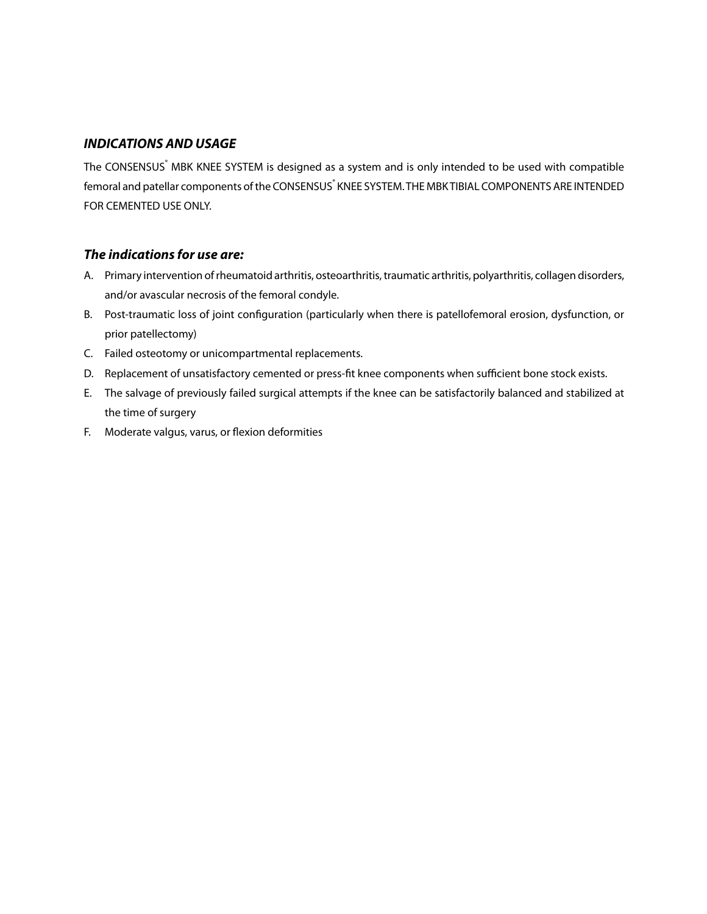## *INDICATIONS AND USAGE*

The CONSENSUS® MBK KNEE SYSTEM is designed as a system and is only intended to be used with compatible femoral and patellar components of the CONSENSUS® KNEE SYSTEM. THE MBK TIBIAL COMPONENTS ARE INTENDED FOR CEMENTED USE ONLY.

### *The indications for use are:*

A. Primary intervention of rheumatoid arthritis, osteoarthritis, traumatic arthritis, polyarthritis, collagen disorders, and/or avascular necrosis of the femoral condyle.

B. Post-traumatic loss of joint configuration (particularly when there is patellofemoral erosion, dysfunction, or prior patellectomy)

C. Failed osteotomy or unicompartmental replacements.

D. Replacement of unsatisfactory cemented or press-fit knee components when sufficient bone stock exists.

E. The salvage of previously failed surgical attempts if the knee can be satisfactorily balanced and stabilized at the time of surgery

F. Moderate valgus, varus, or flexion deformities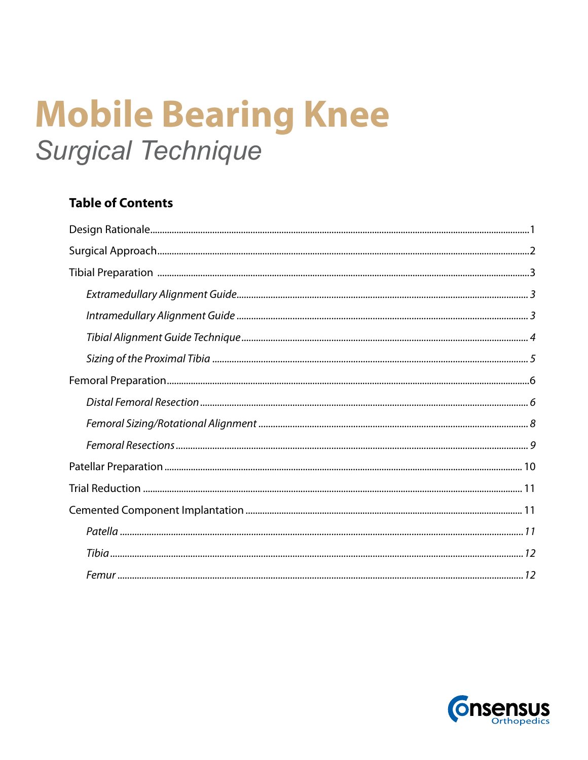# Mobile Bearing Knee

## *Surgical Technique*

### Table of Contents

Design Rationale .......... 1

Surgical Approach .......... 2

Tibial Preparation .......... 3

- *Extramedullary Alignment Guide .......... 3*
- *Intramedullary Alignment Guide .......... 3*
- *Tibial Alignment Guide Technique .......... 4*
- *Sizing of the Proximal Tibia .......... 5*

Femoral Preparation .......... 6

- *Distal Femoral Resection .......... 6*
- *Femoral Sizing/Rotational Alignment .......... 8*
- *Femoral Resections .......... 9*

Patellar Preparation .......... 10

Trial Reduction .......... 11

Cemented Component Implantation .......... 11

- *Patella .......... 11*
- *Tibia .......... 12*
- *Femur .......... 12*

Consensus Orthopedics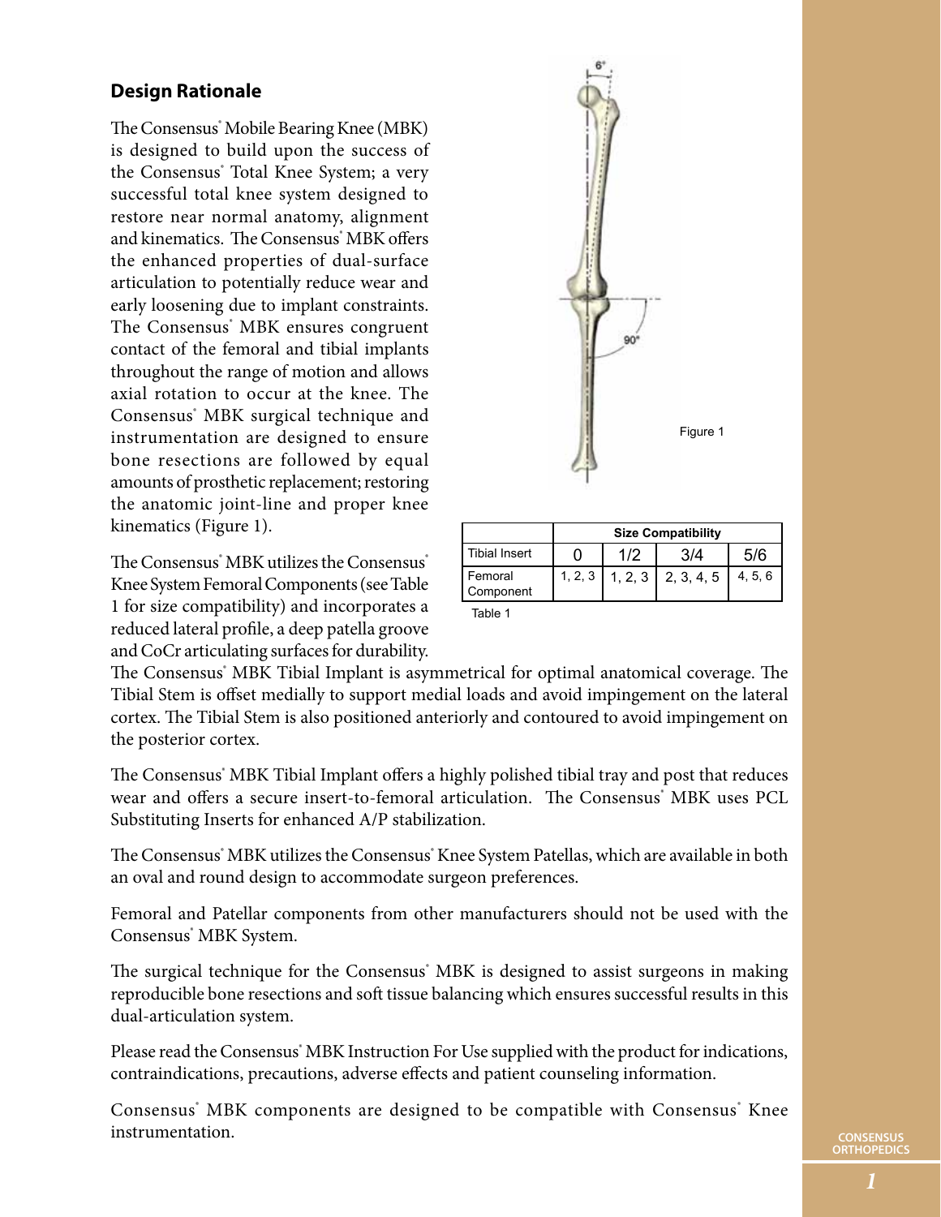## Design Rationale

The Consensus® Mobile Bearing Knee (MBK) is designed to build upon the success of the Consensus® Total Knee System; a very successful total knee system designed to restore near normal anatomy, alignment and kinematics. The Consensus® MBK offers the enhanced properties of dual-surface articulation to potentially reduce wear and early loosening due to implant constraints. The Consensus® MBK ensures congruent contact of the femoral and tibial implants throughout the range of motion and allows axial rotation to occur at the knee. The Consensus® MBK surgical technique and instrumentation are designed to ensure bone resections are followed by equal amounts of prosthetic replacement; restoring the anatomic joint-line and proper knee kinematics (Figure 1).

Figure 1

The Consensus® MBK utilizes the Consensus® Knee System Femoral Components (see Table 1 for size compatibility) and incorporates a reduced lateral profile, a deep patella groove and CoCr articulating surfaces for durability.

| | Size Compatibility | | | |
|---|---|---|---|---|
| Tibial Insert | 0 | 1/2 | 3/4 | 5/6 |
| Femoral Component | 1, 2, 3 | 1, 2, 3 | 2, 3, 4, 5 | 4, 5, 6 |

Table 1

The Consensus® MBK Tibial Implant is asymmetrical for optimal anatomical coverage. The Tibial Stem is offset medially to support medial loads and avoid impingement on the lateral cortex. The Tibial Stem is also positioned anteriorly and contoured to avoid impingement on the posterior cortex.

The Consensus® MBK Tibial Implant offers a highly polished tibial tray and post that reduces wear and offers a secure insert-to-femoral articulation. The Consensus® MBK uses PCL Substituting Inserts for enhanced A/P stabilization.

The Consensus® MBK utilizes the Consensus® Knee System Patellas, which are available in both an oval and round design to accommodate surgeon preferences.

Femoral and Patellar components from other manufacturers should not be used with the Consensus® MBK System.

The surgical technique for the Consensus® MBK is designed to assist surgeons in making reproducible bone resections and soft tissue balancing which ensures successful results in this dual-articulation system.

Please read the Consensus® MBK Instruction For Use supplied with the product for indications, contraindications, precautions, adverse effects and patient counseling information.

Consensus® MBK components are designed to be compatible with Consensus® Knee instrumentation.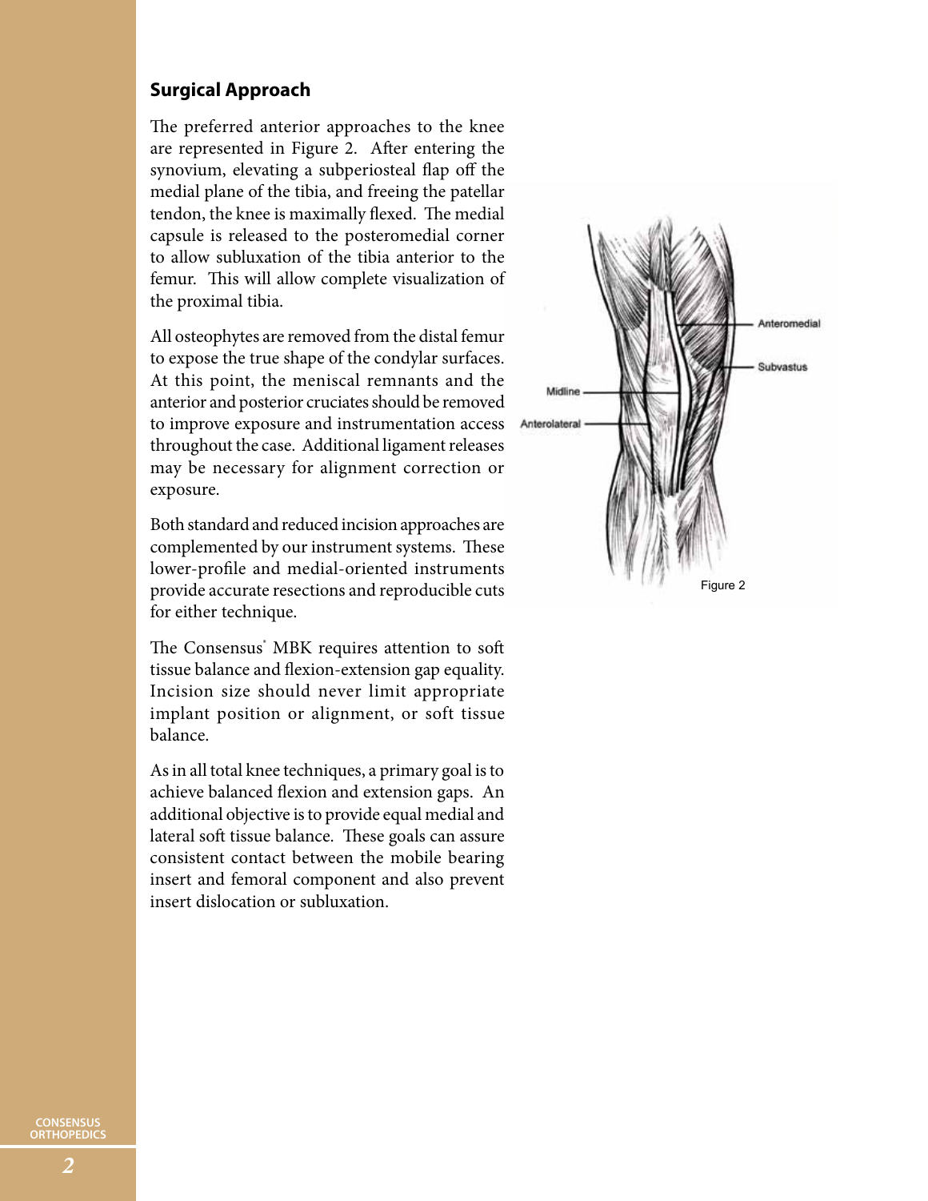## Surgical Approach

The preferred anterior approaches to the knee are represented in Figure 2. After entering the synovium, elevating a subperiosteal flap off the medial plane of the tibia, and freeing the patellar tendon, the knee is maximally flexed. The medial capsule is released to the posteromedial corner to allow subluxation of the tibia anterior to the femur. This will allow complete visualization of the proximal tibia.

All osteophytes are removed from the distal femur to expose the true shape of the condylar surfaces. At this point, the meniscal remnants and the anterior and posterior cruciates should be removed to improve exposure and instrumentation access throughout the case. Additional ligament releases may be necessary for alignment correction or exposure.

Both standard and reduced incision approaches are complemented by our instrument systems. These lower-profile and medial-oriented instruments provide accurate resections and reproducible cuts for either technique.

The Consensus® MBK requires attention to soft tissue balance and flexion-extension gap equality. Incision size should never limit appropriate implant position or alignment, or soft tissue balance.

As in all total knee techniques, a primary goal is to achieve balanced flexion and extension gaps. An additional objective is to provide equal medial and lateral soft tissue balance. These goals can assure consistent contact between the mobile bearing insert and femoral component and also prevent insert dislocation or subluxation.

Anteromedial

Subvastus

Midline

Anterolateral

Figure 2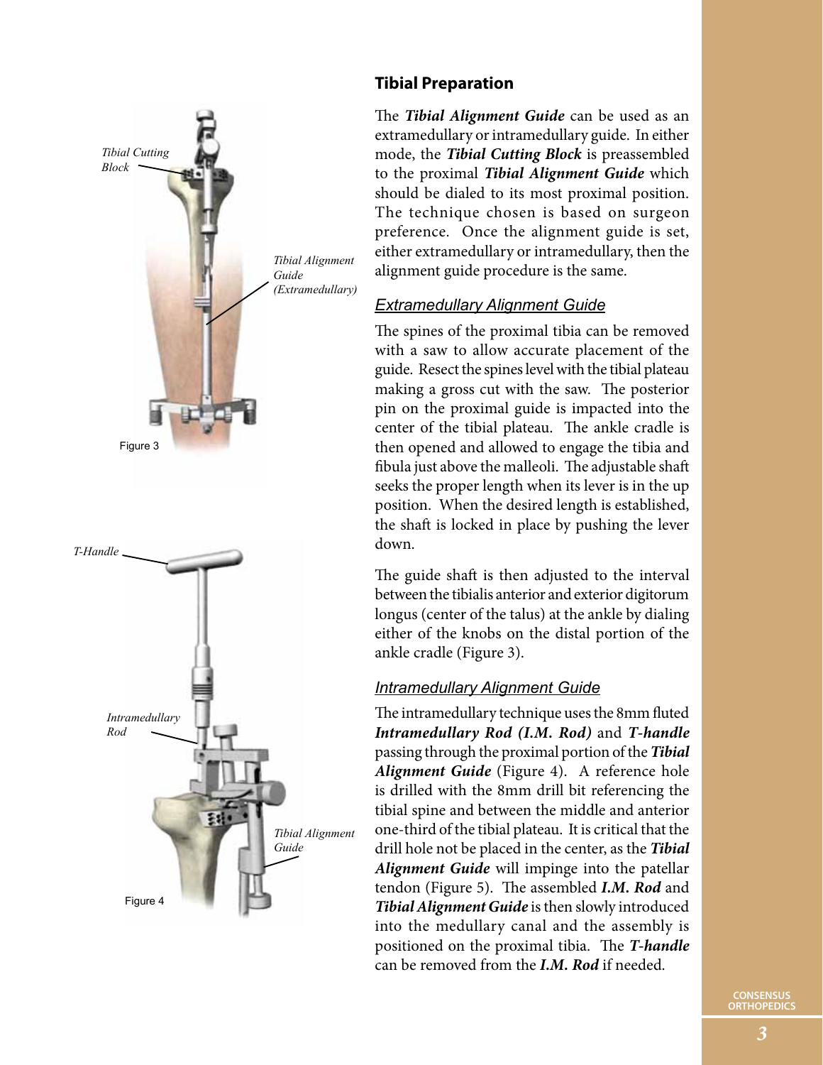## Tibial Preparation

The ***Tibial Alignment Guide*** can be used as an extramedullary or intramedullary guide. In either mode, the ***Tibial Cutting Block*** is preassembled to the proximal ***Tibial Alignment Guide*** which should be dialed to its most proximal position. The technique chosen is based on surgeon preference. Once the alignment guide is set, either extramedullary or intramedullary, then the alignment guide procedure is the same.

### *Extramedullary Alignment Guide*

The spines of the proximal tibia can be removed with a saw to allow accurate placement of the guide. Resect the spines level with the tibial plateau making a gross cut with the saw. The posterior pin on the proximal guide is impacted into the center of the tibial plateau. The ankle cradle is then opened and allowed to engage the tibia and fibula just above the malleoli. The adjustable shaft seeks the proper length when its lever is in the up position. When the desired length is established, the shaft is locked in place by pushing the lever down.

The guide shaft is then adjusted to the interval between the tibialis anterior and exterior digitorum longus (center of the talus) at the ankle by dialing either of the knobs on the distal portion of the ankle cradle (Figure 3).

*Tibial Cutting Block*

*Tibial Alignment Guide (Extramedullary)*

Figure 3

### *Intramedullary Alignment Guide*

The intramedullary technique uses the 8mm fluted ***Intramedullary Rod (I.M. Rod)*** and ***T-handle*** passing through the proximal portion of the ***Tibial Alignment Guide*** (Figure 4). A reference hole is drilled with the 8mm drill bit referencing the tibial spine and between the middle and anterior one-third of the tibial plateau. It is critical that the drill hole not be placed in the center, as the ***Tibial Alignment Guide*** will impinge into the patellar tendon (Figure 5). The assembled ***I.M. Rod*** and ***Tibial Alignment Guide*** is then slowly introduced into the medullary canal and the assembly is positioned on the proximal tibia. The ***T-handle*** can be removed from the ***I.M. Rod*** if needed.

*T-Handle*

*Intramedullary Rod*

*Tibial Alignment Guide*

Figure 4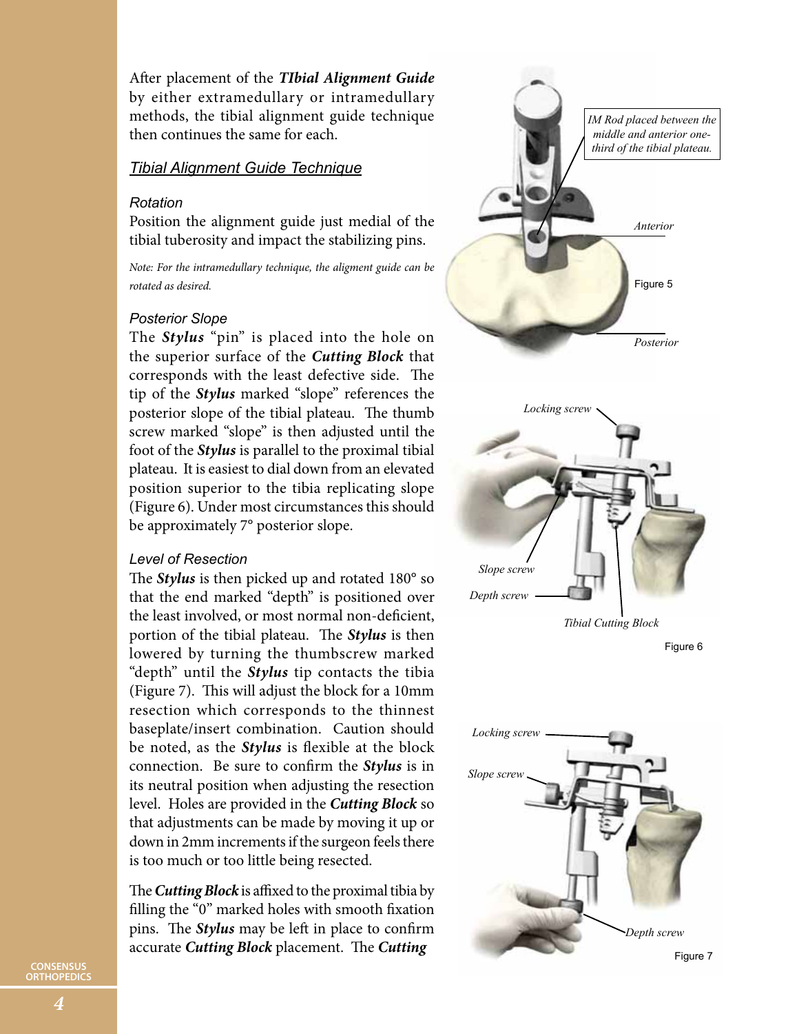After placement of the ***TIbial Alignment Guide*** by either extramedullary or intramedullary methods, the tibial alignment guide technique then continues the same for each.

## Tibial Alignment Guide Technique

### Rotation

Position the alignment guide just medial of the tibial tuberosity and impact the stabilizing pins.

*Note: For the intramedullary technique, the aligment guide can be rotated as desired.*

### Posterior Slope

The ***Stylus*** "pin" is placed into the hole on the superior surface of the ***Cutting Block*** that corresponds with the least defective side. The tip of the ***Stylus*** marked "slope" references the posterior slope of the tibial plateau. The thumb screw marked "slope" is then adjusted until the foot of the ***Stylus*** is parallel to the proximal tibial plateau. It is easiest to dial down from an elevated position superior to the tibia replicating slope (Figure 6). Under most circumstances this should be approximately 7° posterior slope.

### Level of Resection

The ***Stylus*** is then picked up and rotated 180° so that the end marked "depth" is positioned over the least involved, or most normal non-deficient, portion of the tibial plateau. The ***Stylus*** is then lowered by turning the thumbscrew marked "depth" until the ***Stylus*** tip contacts the tibia (Figure 7). This will adjust the block for a 10mm resection which corresponds to the thinnest baseplate/insert combination. Caution should be noted, as the ***Stylus*** is flexible at the block connection. Be sure to confirm the ***Stylus*** is in its neutral position when adjusting the resection level. Holes are provided in the ***Cutting Block*** so that adjustments can be made by moving it up or down in 2mm increments if the surgeon feels there is too much or too little being resected.

The ***Cutting Block*** is affixed to the proximal tibia by filling the "0" marked holes with smooth fixation pins. The ***Stylus*** may be left in place to confirm accurate ***Cutting Block*** placement. The ***Cutting***

*IM Rod placed between the middle and anterior one-third of the tibial plateau.*

*Anterior*

*Posterior*

Figure 5

*Locking screw*

*Slope screw*

*Depth screw*

*Tibial Cutting Block*

Figure 6

*Locking screw*

*Slope screw*

*Depth screw*

Figure 7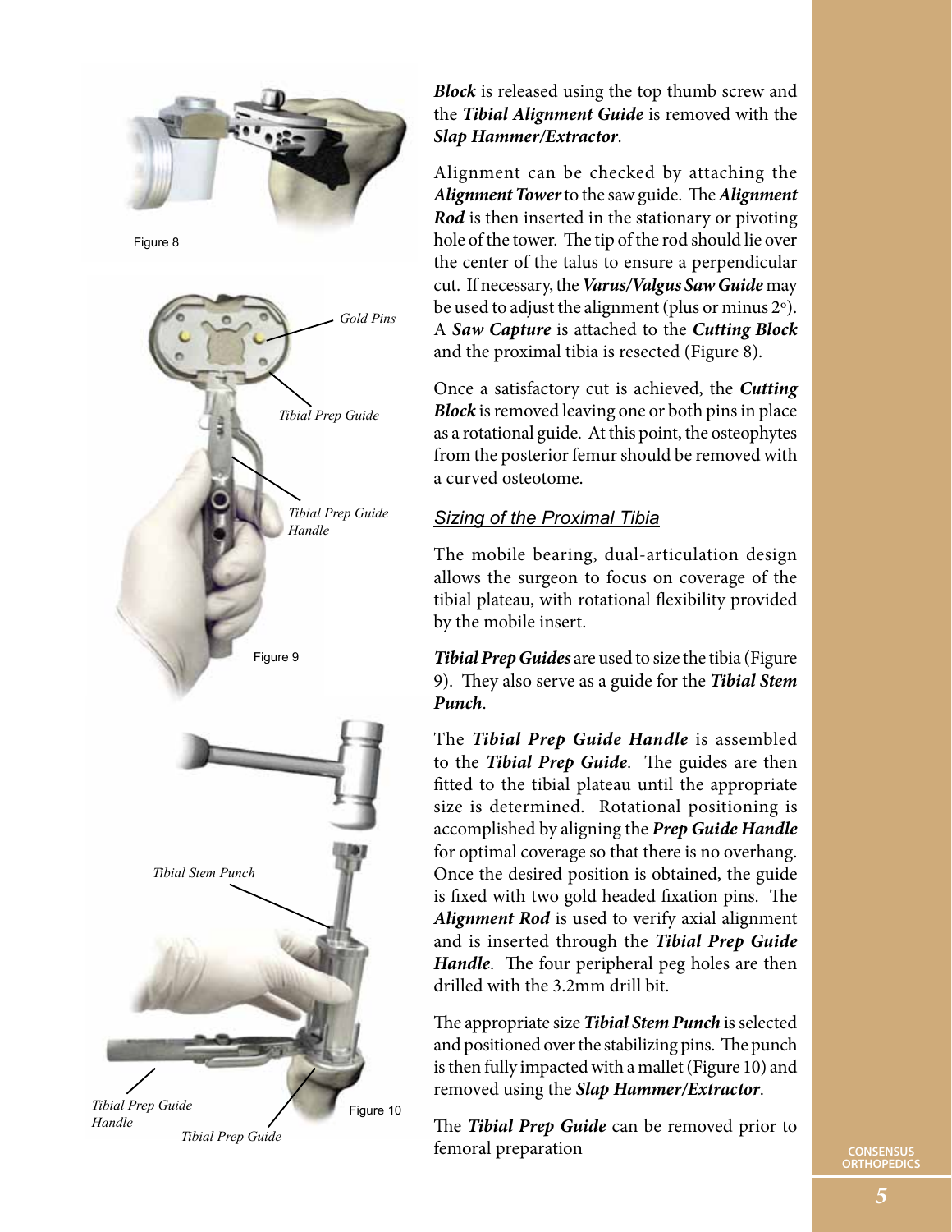Figure 8

Gold Pins

Tibial Prep Guide

Tibial Prep Guide Handle

Figure 9

Tibial Stem Punch

Tibial Prep Guide Handle

Tibial Prep Guide

Figure 10

***Block*** is released using the top thumb screw and the ***Tibial Alignment Guide*** is removed with the ***Slap Hammer/Extractor***.

Alignment can be checked by attaching the ***Alignment Tower*** to the saw guide. The ***Alignment Rod*** is then inserted in the stationary or pivoting hole of the tower. The tip of the rod should lie over the center of the talus to ensure a perpendicular cut. If necessary, the ***Varus/Valgus Saw Guide*** may be used to adjust the alignment (plus or minus 2°). A ***Saw Capture*** is attached to the ***Cutting Block*** and the proximal tibia is resected (Figure 8).

Once a satisfactory cut is achieved, the ***Cutting Block*** is removed leaving one or both pins in place as a rotational guide. At this point, the osteophytes from the posterior femur should be removed with a curved osteotome.

## *Sizing of the Proximal Tibia*

The mobile bearing, dual-articulation design allows the surgeon to focus on coverage of the tibial plateau, with rotational flexibility provided by the mobile insert.

***Tibial Prep Guides*** are used to size the tibia (Figure 9). They also serve as a guide for the ***Tibial Stem Punch***.

The ***Tibial Prep Guide Handle*** is assembled to the ***Tibial Prep Guide***. The guides are then fitted to the tibial plateau until the appropriate size is determined. Rotational positioning is accomplished by aligning the ***Prep Guide Handle*** for optimal coverage so that there is no overhang. Once the desired position is obtained, the guide is fixed with two gold headed fixation pins. The ***Alignment Rod*** is used to verify axial alignment and is inserted through the ***Tibial Prep Guide Handle***. The four peripheral peg holes are then drilled with the 3.2mm drill bit.

The appropriate size ***Tibial Stem Punch*** is selected and positioned over the stabilizing pins. The punch is then fully impacted with a mallet (Figure 10) and removed using the ***Slap Hammer/Extractor***.

The ***Tibial Prep Guide*** can be removed prior to femoral preparation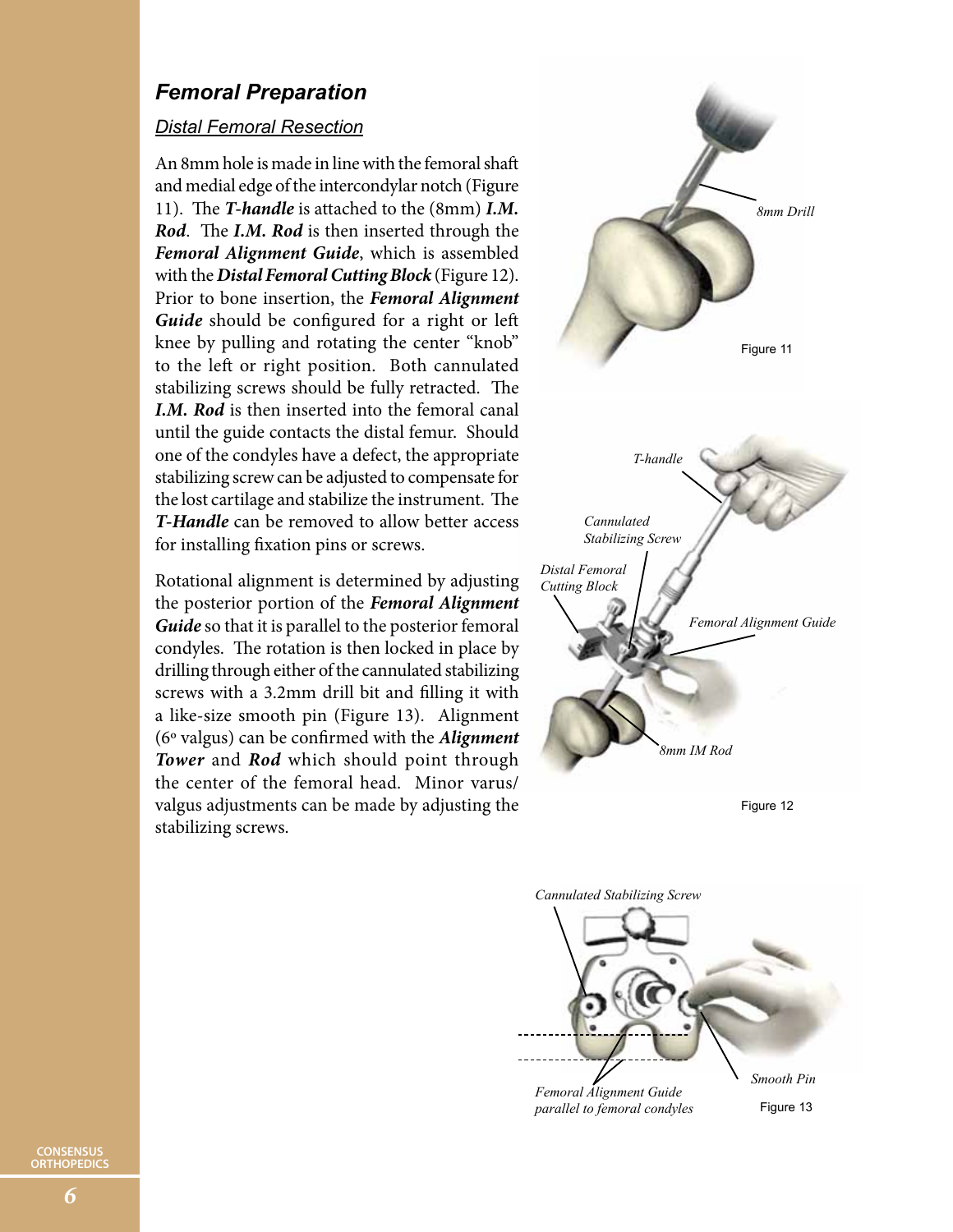## *Femoral Preparation*

### *Distal Femoral Resection*

An 8mm hole is made in line with the femoral shaft and medial edge of the intercondylar notch (Figure 11). The ***T-handle*** is attached to the (8mm) ***I.M. Rod***. The ***I.M. Rod*** is then inserted through the ***Femoral Alignment Guide***, which is assembled with the ***Distal Femoral Cutting Block*** (Figure 12). Prior to bone insertion, the ***Femoral Alignment Guide*** should be configured for a right or left knee by pulling and rotating the center "knob" to the left or right position. Both cannulated stabilizing screws should be fully retracted. The ***I.M. Rod*** is then inserted into the femoral canal until the guide contacts the distal femur. Should one of the condyles have a defect, the appropriate stabilizing screw can be adjusted to compensate for the lost cartilage and stabilize the instrument. The ***T-Handle*** can be removed to allow better access for installing fixation pins or screws.

Rotational alignment is determined by adjusting the posterior portion of the ***Femoral Alignment Guide*** so that it is parallel to the posterior femoral condyles. The rotation is then locked in place by drilling through either of the cannulated stabilizing screws with a 3.2mm drill bit and filling it with a like-size smooth pin (Figure 13). Alignment (6º valgus) can be confirmed with the ***Alignment Tower*** and ***Rod*** which should point through the center of the femoral head. Minor varus/valgus adjustments can be made by adjusting the stabilizing screws.

*8mm Drill*

Figure 11

*T-handle*

*Cannulated Stabilizing Screw*

*Distal Femoral Cutting Block*

*Femoral Alignment Guide*

*8mm IM Rod*

Figure 12

*Cannulated Stabilizing Screw*

*Smooth Pin*

*Femoral Alignment Guide parallel to femoral condyles*

Figure 13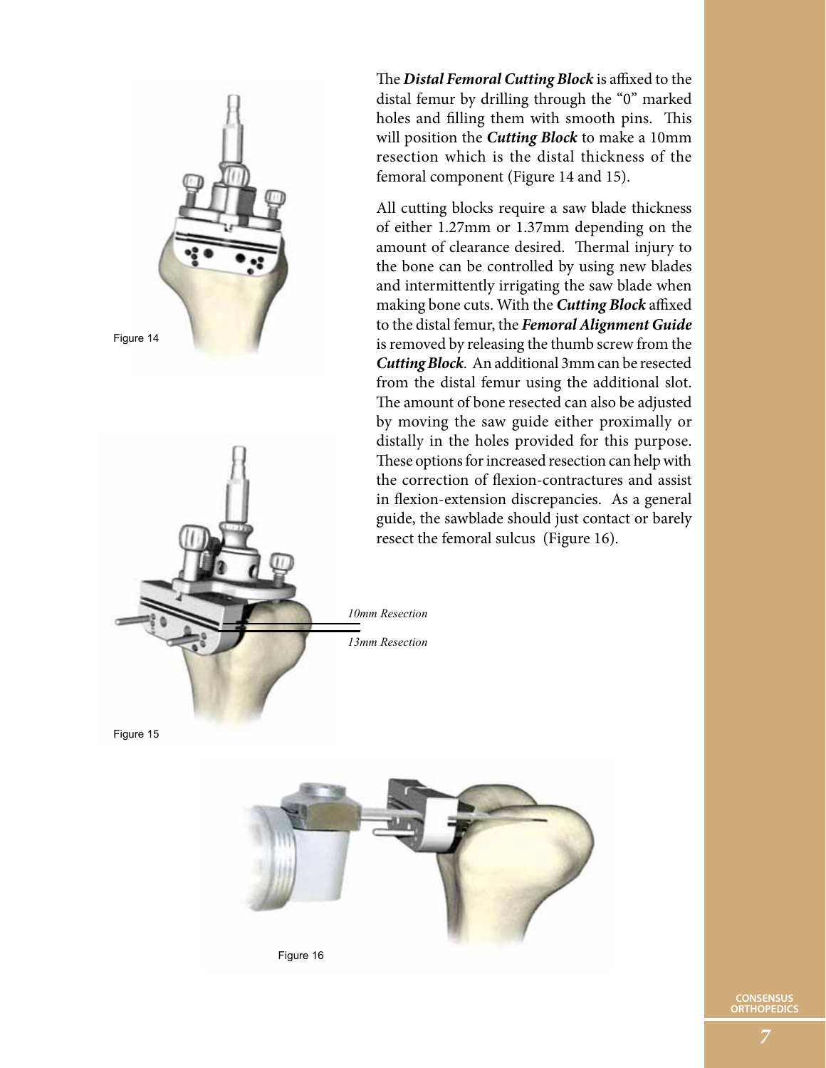The ***Distal Femoral Cutting Block*** is affixed to the distal femur by drilling through the "0" marked holes and filling them with smooth pins. This will position the ***Cutting Block*** to make a 10mm resection which is the distal thickness of the femoral component (Figure 14 and 15).

All cutting blocks require a saw blade thickness of either 1.27mm or 1.37mm depending on the amount of clearance desired. Thermal injury to the bone can be controlled by using new blades and intermittently irrigating the saw blade when making bone cuts. With the ***Cutting Block*** affixed to the distal femur, the ***Femoral Alignment Guide*** is removed by releasing the thumb screw from the ***Cutting Block***. An additional 3mm can be resected from the distal femur using the additional slot. The amount of bone resected can also be adjusted by moving the saw guide either proximally or distally in the holes provided for this purpose. These options for increased resection can help with the correction of flexion-contractures and assist in flexion-extension discrepancies. As a general guide, the sawblade should just contact or barely resect the femoral sulcus (Figure 16).

Figure 14

*10mm Resection*

*13mm Resection*

Figure 15

Figure 16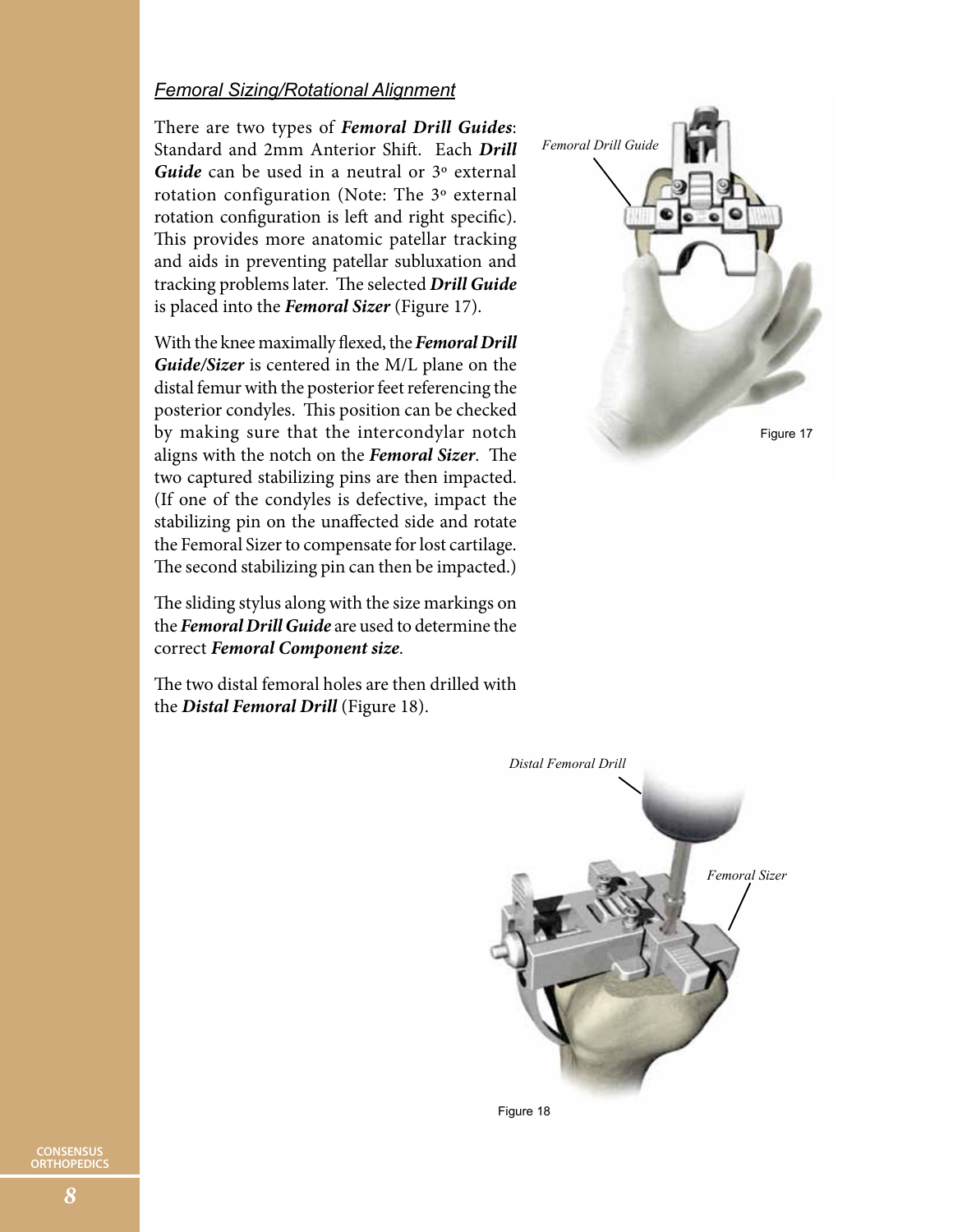*Femoral Sizing/Rotational Alignment*

There are two types of ***Femoral Drill Guides***: Standard and 2mm Anterior Shift. Each ***Drill Guide*** can be used in a neutral or 3° external rotation configuration (Note: The 3° external rotation configuration is left and right specific). This provides more anatomic patellar tracking and aids in preventing patellar subluxation and tracking problems later. The selected ***Drill Guide*** is placed into the ***Femoral Sizer*** (Figure 17).

With the knee maximally flexed, the ***Femoral Drill Guide/Sizer*** is centered in the M/L plane on the distal femur with the posterior feet referencing the posterior condyles. This position can be checked by making sure that the intercondylar notch aligns with the notch on the ***Femoral Sizer***. The two captured stabilizing pins are then impacted. (If one of the condyles is defective, impact the stabilizing pin on the unaffected side and rotate the Femoral Sizer to compensate for lost cartilage. The second stabilizing pin can then be impacted.)

The sliding stylus along with the size markings on the ***Femoral Drill Guide*** are used to determine the correct ***Femoral Component size***.

The two distal femoral holes are then drilled with the ***Distal Femoral Drill*** (Figure 18).

*Femoral Drill Guide*

Figure 17

*Distal Femoral Drill*

*Femoral Sizer*

Figure 18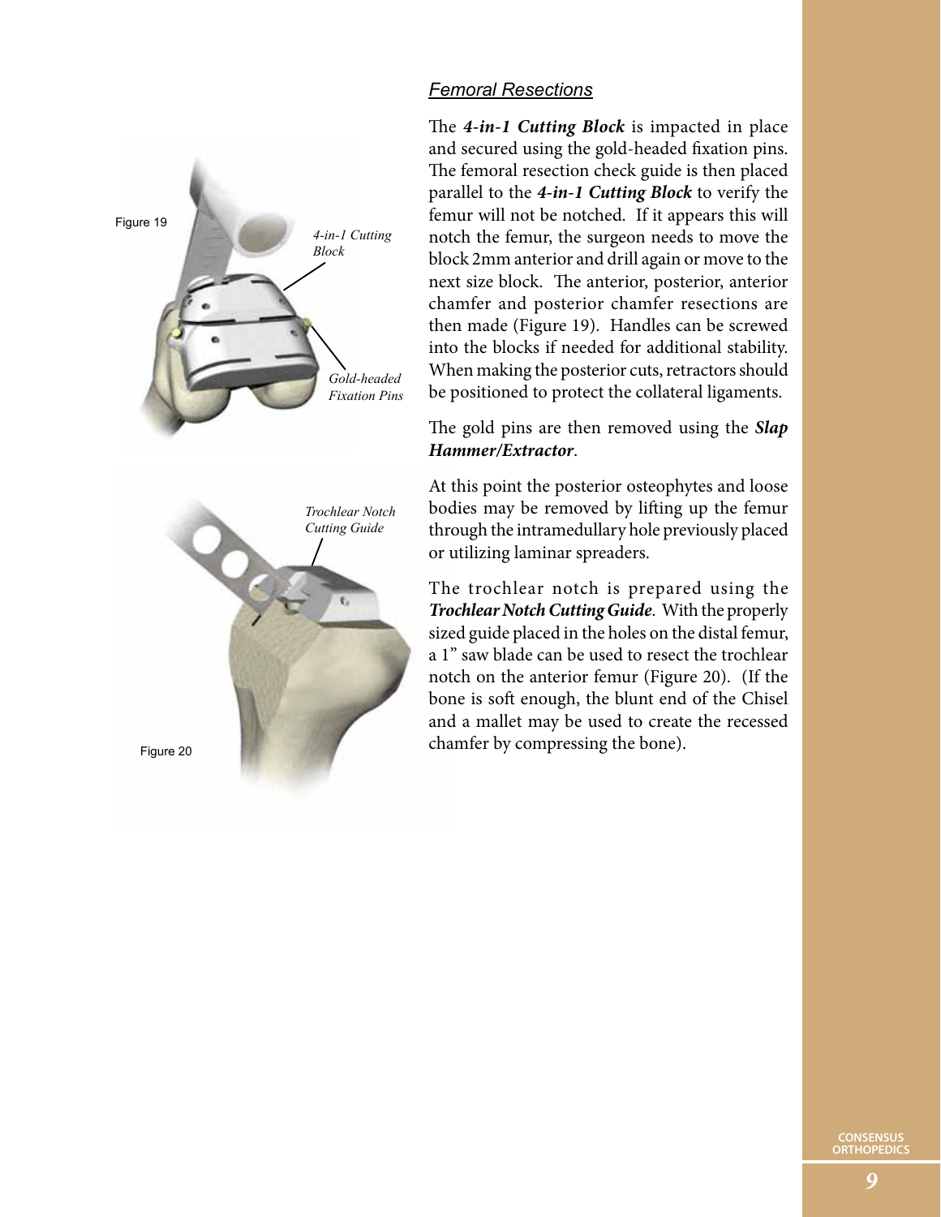## *Femoral Resections*

The ***4-in-1 Cutting Block*** is impacted in place and secured using the gold-headed fixation pins. The femoral resection check guide is then placed parallel to the ***4-in-1 Cutting Block*** to verify the femur will not be notched. If it appears this will notch the femur, the surgeon needs to move the block 2mm anterior and drill again or move to the next size block. The anterior, posterior, anterior chamfer and posterior chamfer resections are then made (Figure 19). Handles can be screwed into the blocks if needed for additional stability. When making the posterior cuts, retractors should be positioned to protect the collateral ligaments.

The gold pins are then removed using the ***Slap Hammer/Extractor***.

At this point the posterior osteophytes and loose bodies may be removed by lifting up the femur through the intramedullary hole previously placed or utilizing laminar spreaders.

The trochlear notch is prepared using the ***Trochlear Notch Cutting Guide***. With the properly sized guide placed in the holes on the distal femur, a 1" saw blade can be used to resect the trochlear notch on the anterior femur (Figure 20). (If the bone is soft enough, the blunt end of the Chisel and a mallet may be used to create the recessed chamfer by compressing the bone).

Figure 19

*4-in-1 Cutting Block*

*Gold-headed Fixation Pins*

Figure 20

*Trochlear Notch Cutting Guide*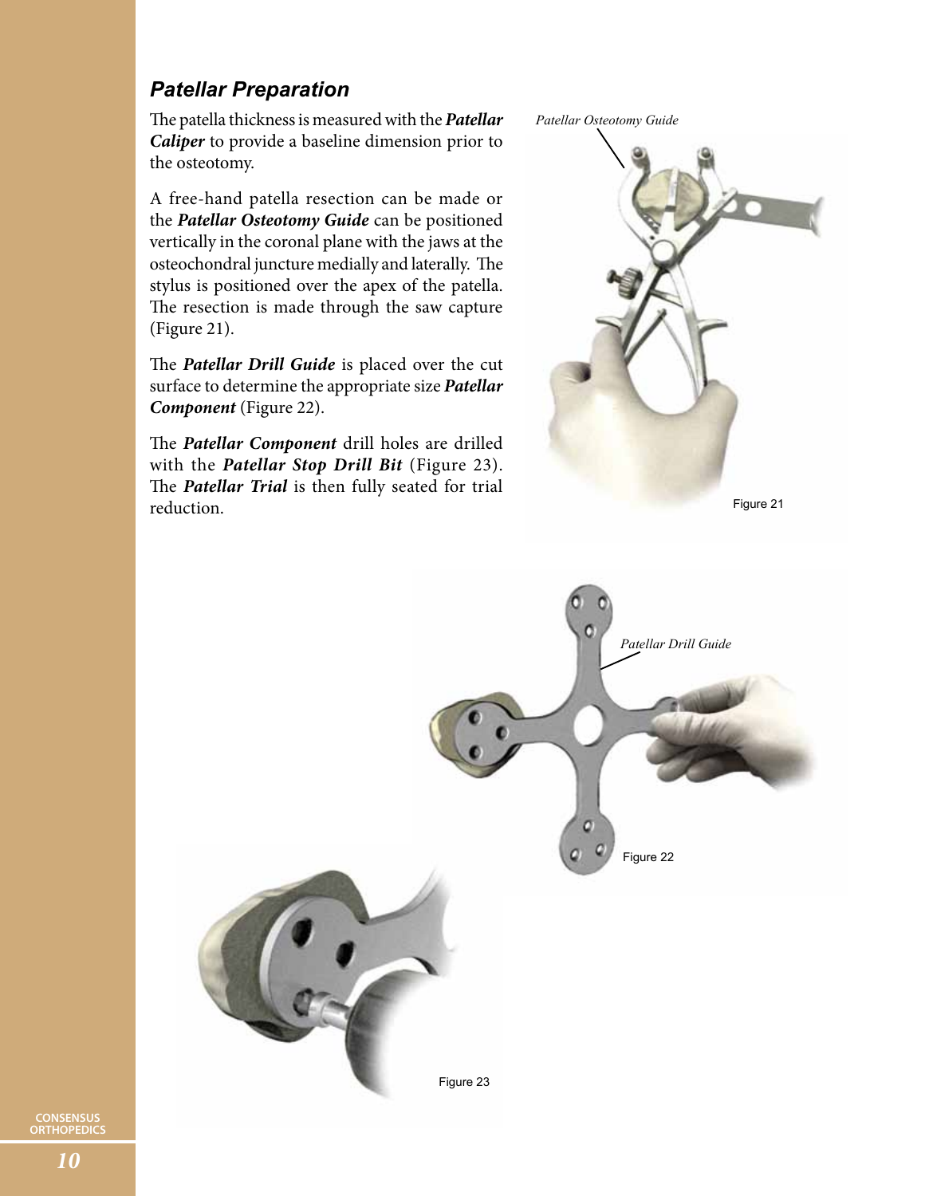## *Patellar Preparation*

The patella thickness is measured with the ***Patellar Caliper*** to provide a baseline dimension prior to the osteotomy.

A free-hand patella resection can be made or the ***Patellar Osteotomy Guide*** can be positioned vertically in the coronal plane with the jaws at the osteochondral juncture medially and laterally. The stylus is positioned over the apex of the patella. The resection is made through the saw capture (Figure 21).

The ***Patellar Drill Guide*** is placed over the cut surface to determine the appropriate size ***Patellar Component*** (Figure 22).

The ***Patellar Component*** drill holes are drilled with the ***Patellar Stop Drill Bit*** (Figure 23). The ***Patellar Trial*** is then fully seated for trial reduction.

*Patellar Osteotomy Guide*

Figure 21

*Patellar Drill Guide*

Figure 22

Figure 23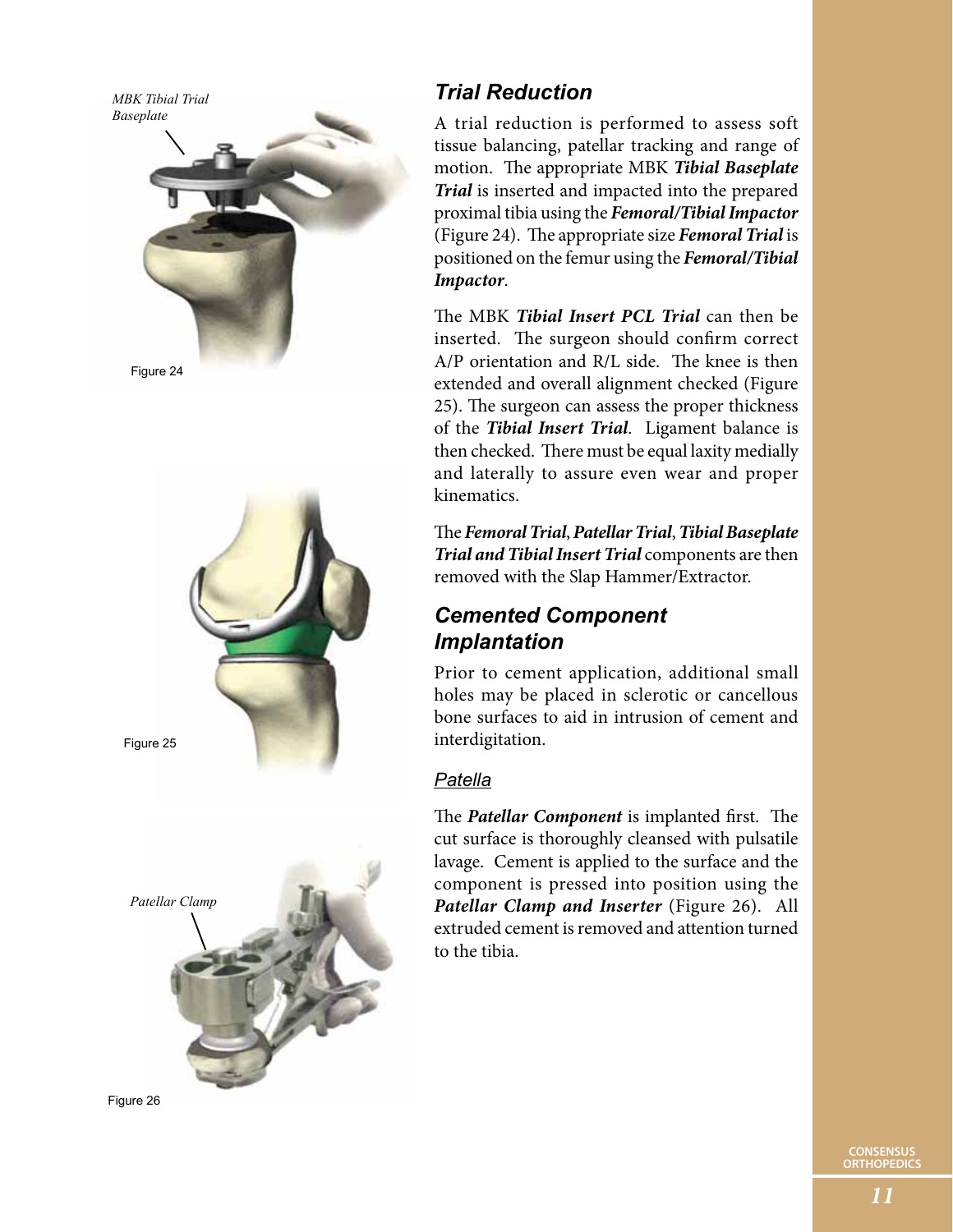MBK Tibial Trial Baseplate

Figure 24

Figure 25

Patellar Clamp

Figure 26

## *Trial Reduction*

A trial reduction is performed to assess soft tissue balancing, patellar tracking and range of motion. The appropriate MBK ***Tibial Baseplate Trial*** is inserted and impacted into the prepared proximal tibia using the ***Femoral/Tibial Impactor*** (Figure 24). The appropriate size ***Femoral Trial*** is positioned on the femur using the ***Femoral/Tibial Impactor***.

The MBK ***Tibial Insert PCL Trial*** can then be inserted. The surgeon should confirm correct A/P orientation and R/L side. The knee is then extended and overall alignment checked (Figure 25). The surgeon can assess the proper thickness of the ***Tibial Insert Trial***. Ligament balance is then checked. There must be equal laxity medially and laterally to assure even wear and proper kinematics.

The ***Femoral Trial***, ***Patellar Trial***, ***Tibial Baseplate Trial and Tibial Insert Trial*** components are then removed with the Slap Hammer/Extractor.

## *Cemented Component Implantation*

Prior to cement application, additional small holes may be placed in sclerotic or cancellous bone surfaces to aid in intrusion of cement and interdigitation.

### *Patella*

The ***Patellar Component*** is implanted first. The cut surface is thoroughly cleansed with pulsatile lavage. Cement is applied to the surface and the component is pressed into position using the ***Patellar Clamp and Inserter*** (Figure 26). All extruded cement is removed and attention turned to the tibia.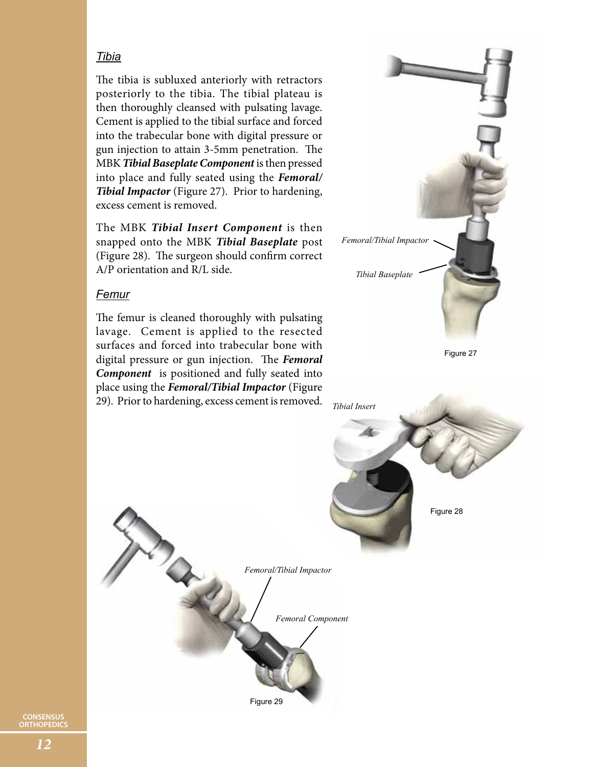## *Tibia*

The tibia is subluxed anteriorly with retractors posteriorly to the tibia. The tibial plateau is then thoroughly cleansed with pulsating lavage. Cement is applied to the tibial surface and forced into the trabecular bone with digital pressure or gun injection to attain 3-5mm penetration. The MBK ***Tibial Baseplate Component*** is then pressed into place and fully seated using the ***Femoral/ Tibial Impactor*** (Figure 27). Prior to hardening, excess cement is removed.

The MBK ***Tibial Insert Component*** is then snapped onto the MBK ***Tibial Baseplate*** post (Figure 28). The surgeon should confirm correct A/P orientation and R/L side.

## *Femur*

The femur is cleaned thoroughly with pulsating lavage. Cement is applied to the resected surfaces and forced into trabecular bone with digital pressure or gun injection. The ***Femoral Component*** is positioned and fully seated into place using the ***Femoral/Tibial Impactor*** (Figure 29). Prior to hardening, excess cement is removed.

*Femoral/Tibial Impactor*

*Tibial Baseplate*

Figure 27

*Tibial Insert*

Figure 28

*Femoral/Tibial Impactor*

*Femoral Component*

Figure 29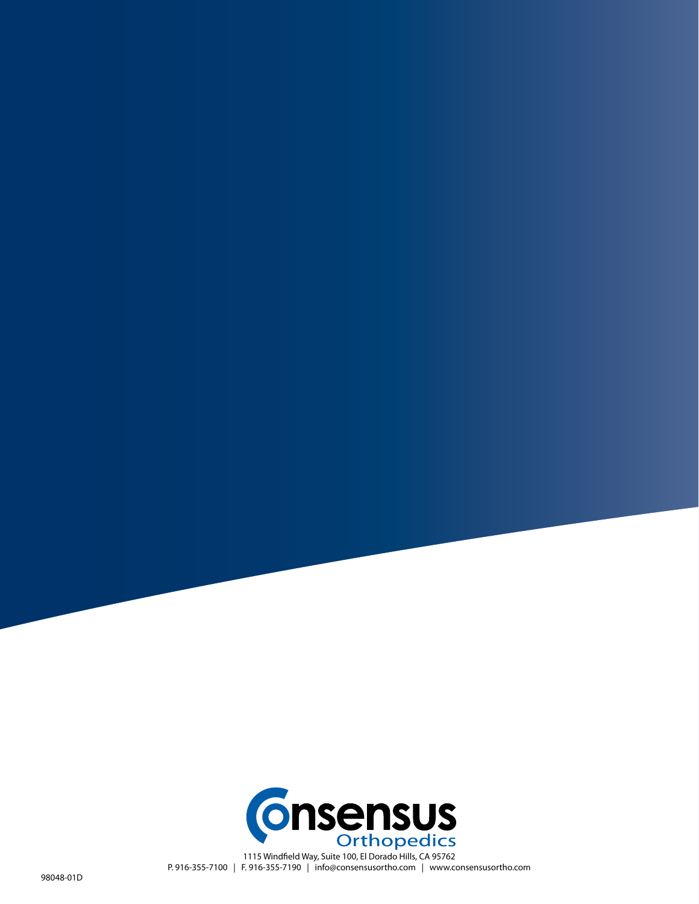Consensus Orthopedics

1115 Windfield Way, Suite 100, El Dorado Hills, CA 95762

P. 916-355-7100 | F. 916-355-7190 | info@consensusortho.com | www.consensusortho.com

98048-01D